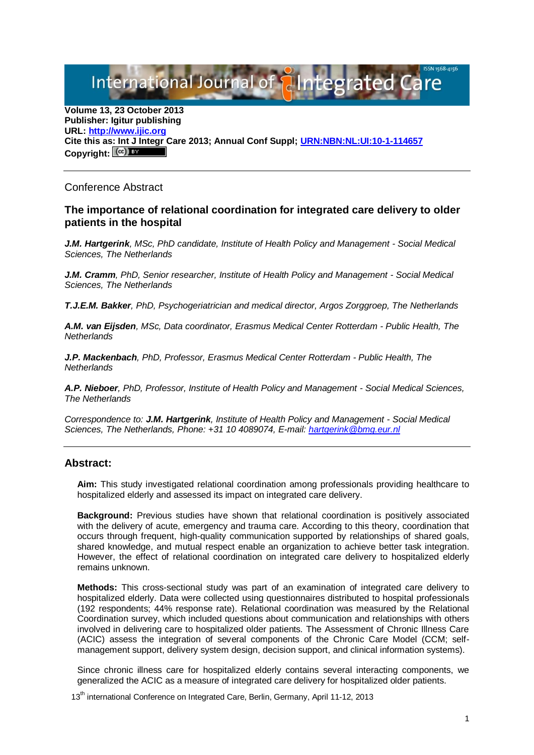Volume 13, 23 October 2013
**Publisher: Igitur publishing**
**URL: http://www.ijic.org**
**Cite this as: Int J Integr Care 2013; Annual Conf Suppl; URN:NBN:NL:UI:10-1-114657**
**Copyright:**

Conference Abstract

## The importance of relational coordination for integrated care delivery to older patients in the hospital

***J.M. Hartgerink**, MSc, PhD candidate, Institute of Health Policy and Management - Social Medical Sciences, The Netherlands*

***J.M. Cramm**, PhD, Senior researcher, Institute of Health Policy and Management - Social Medical Sciences, The Netherlands*

***T.J.E.M. Bakker**, PhD, Psychogeriatrician and medical director, Argos Zorggroep, The Netherlands*

***A.M. van Eijsden**, MSc, Data coordinator, Erasmus Medical Center Rotterdam - Public Health, The Netherlands*

***J.P. Mackenbach**, PhD, Professor, Erasmus Medical Center Rotterdam - Public Health, The Netherlands*

***A.P. Nieboer**, PhD, Professor, Institute of Health Policy and Management - Social Medical Sciences, The Netherlands*

*Correspondence to: **J.M. Hartgerink**, Institute of Health Policy and Management - Social Medical Sciences, The Netherlands, Phone: +31 10 4089074, E-mail: hartgerink@bmg.eur.nl*

### Abstract:

**Aim:** This study investigated relational coordination among professionals providing healthcare to hospitalized elderly and assessed its impact on integrated care delivery.

**Background:** Previous studies have shown that relational coordination is positively associated with the delivery of acute, emergency and trauma care. According to this theory, coordination that occurs through frequent, high-quality communication supported by relationships of shared goals, shared knowledge, and mutual respect enable an organization to achieve better task integration. However, the effect of relational coordination on integrated care delivery to hospitalized elderly remains unknown.

**Methods:** This cross-sectional study was part of an examination of integrated care delivery to hospitalized elderly. Data were collected using questionnaires distributed to hospital professionals (192 respondents; 44% response rate). Relational coordination was measured by the Relational Coordination survey, which included questions about communication and relationships with others involved in delivering care to hospitalized older patients. The Assessment of Chronic Illness Care (ACIC) assess the integration of several components of the Chronic Care Model (CCM; self-management support, delivery system design, decision support, and clinical information systems).

Since chronic illness care for hospitalized elderly contains several interacting components, we generalized the ACIC as a measure of integrated care delivery for hospitalized older patients.

13th international Conference on Integrated Care, Berlin, Germany, April 11-12, 2013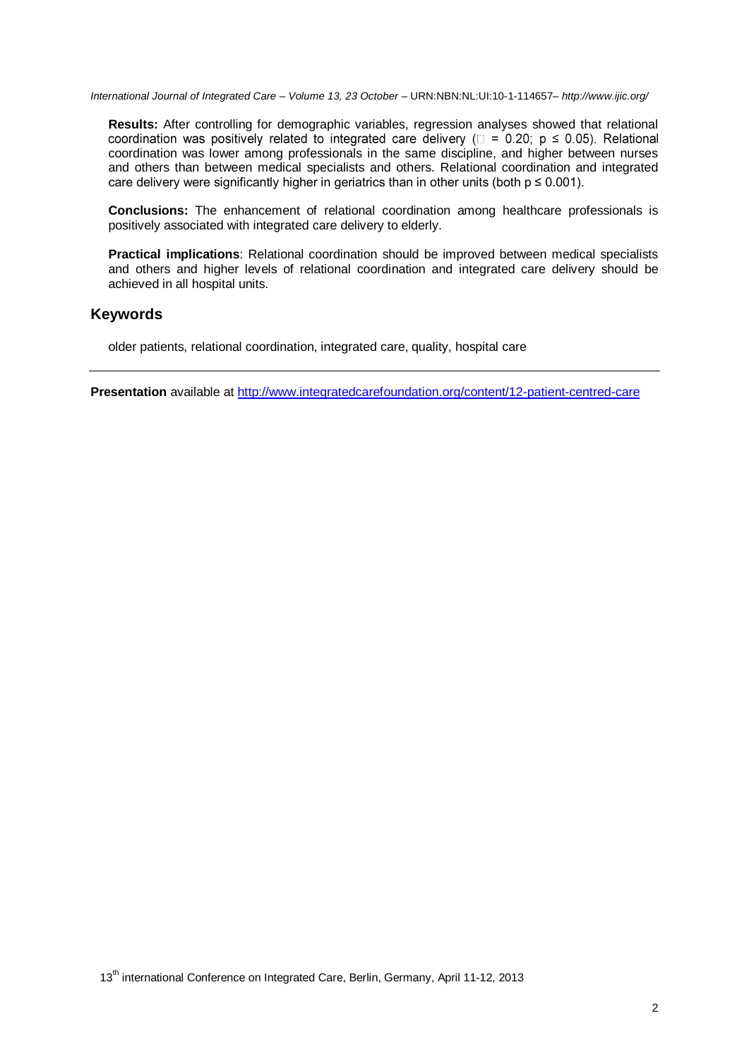**Results:** After controlling for demographic variables, regression analyses showed that relational coordination was positively related to integrated care delivery ($\beta = 0.20$; $p \leq 0.05$). Relational coordination was lower among professionals in the same discipline, and higher between nurses and others than between medical specialists and others. Relational coordination and integrated care delivery were significantly higher in geriatrics than in other units (both $p \leq 0.001$).

**Conclusions:** The enhancement of relational coordination among healthcare professionals is positively associated with integrated care delivery to elderly.

**Practical implications**: Relational coordination should be improved between medical specialists and others and higher levels of relational coordination and integrated care delivery should be achieved in all hospital units.

## Keywords

older patients, relational coordination, integrated care, quality, hospital care

---

**Presentation** available at http://www.integratedcarefoundation.org/content/12-patient-centred-care

13th international Conference on Integrated Care, Berlin, Germany, April 11-12, 2013